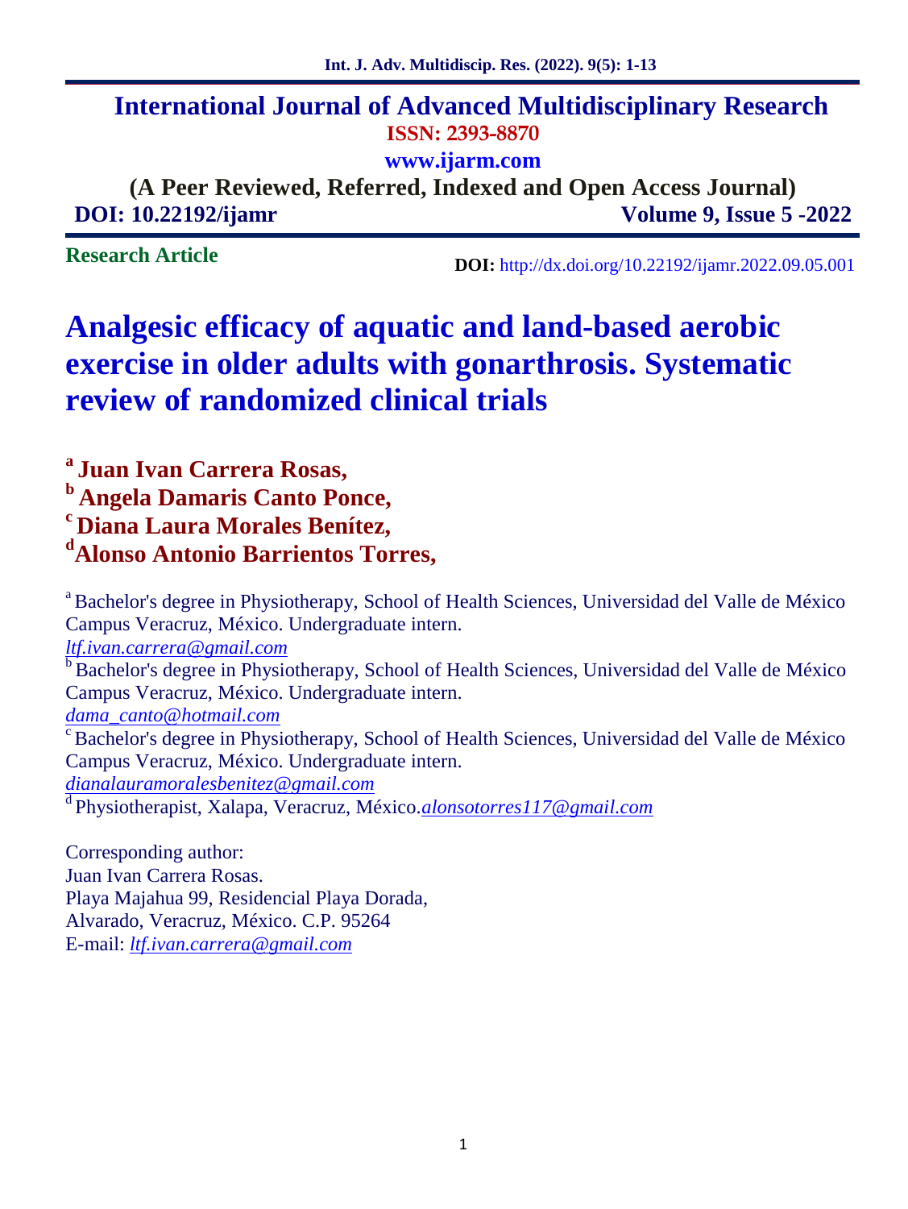# International Journal of Advanced Multidisciplinary Research

**ISSN: 2393-8870**

**www.ijarm.com**

**(A Peer Reviewed, Referred, Indexed and Open Access Journal)**

**DOI: 10.22192/ijamr** **Volume 9, Issue 5 -2022**

**Research Article**

**DOI:** http://dx.doi.org/10.22192/ijamr.2022.09.05.001

# Analgesic efficacy of aquatic and land-based aerobic exercise in older adults with gonarthrosis. Systematic review of randomized clinical trials

**[a] Juan Ivan Carrera Rosas,**
**[b] Angela Damaris Canto Ponce,**
**[c] Diana Laura Morales Benítez,**
**[d] Alonso Antonio Barrientos Torres,**

[a] Bachelor's degree in Physiotherapy, School of Health Sciences, Universidad del Valle de México Campus Veracruz, México. Undergraduate intern.
*ltf.ivan.carrera@gmail.com*

[b] Bachelor's degree in Physiotherapy, School of Health Sciences, Universidad del Valle de México Campus Veracruz, México. Undergraduate intern.
*dama_canto@hotmail.com*

[c] Bachelor's degree in Physiotherapy, School of Health Sciences, Universidad del Valle de México Campus Veracruz, México. Undergraduate intern.
*dianalauramoralesbenitez@gmail.com*

[d] Physiotherapist, Xalapa, Veracruz, México.*alonsotorres117@gmail.com*

Corresponding author:
Juan Ivan Carrera Rosas.
Playa Majahua 99, Residencial Playa Dorada,
Alvarado, Veracruz, México. C.P. 95264
E-mail: *ltf.ivan.carrera@gmail.com*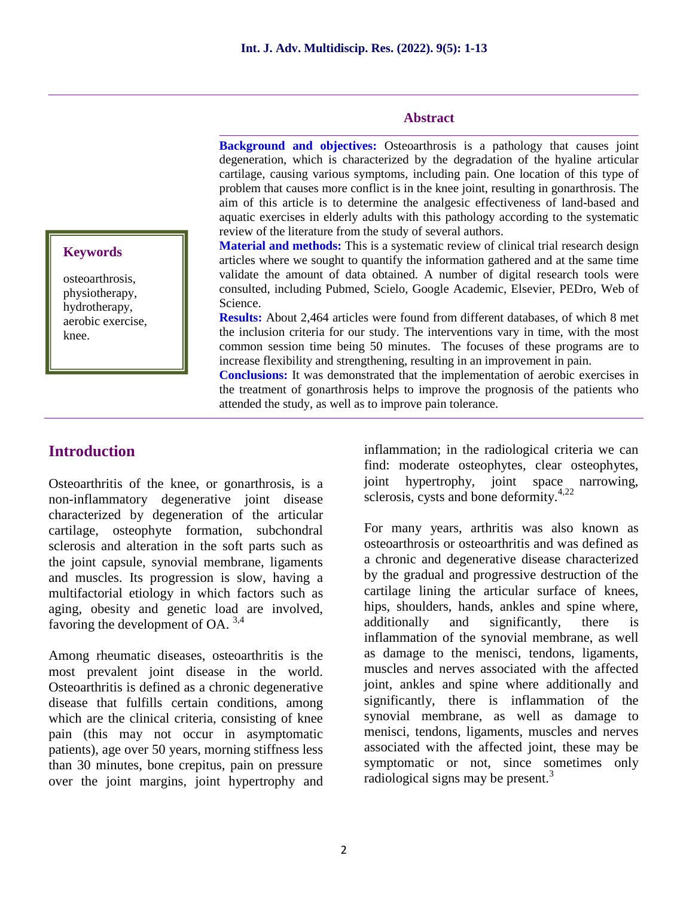## Abstract

**Background and objectives:** Osteoarthrosis is a pathology that causes joint degeneration, which is characterized by the degradation of the hyaline articular cartilage, causing various symptoms, including pain. One location of this type of problem that causes more conflict is in the knee joint, resulting in gonarthrosis. The aim of this article is to determine the analgesic effectiveness of land-based and aquatic exercises in elderly adults with this pathology according to the systematic review of the literature from the study of several authors.

**Material and methods:** This is a systematic review of clinical trial research design articles where we sought to quantify the information gathered and at the same time validate the amount of data obtained. A number of digital research tools were consulted, including Pubmed, Scielo, Google Academic, Elsevier, PEDro, Web of Science.

**Results:** About 2,464 articles were found from different databases, of which 8 met the inclusion criteria for our study. The interventions vary in time, with the most common session time being 50 minutes. The focuses of these programs are to increase flexibility and strengthening, resulting in an improvement in pain.

**Conclusions:** It was demonstrated that the implementation of aerobic exercises in the treatment of gonarthrosis helps to improve the prognosis of the patients who attended the study, as well as to improve pain tolerance.

**Keywords**

osteoarthrosis, physiotherapy, hydrotherapy, aerobic exercise, knee.

## Introduction

Osteoarthritis of the knee, or gonarthrosis, is a non-inflammatory degenerative joint disease characterized by degeneration of the articular cartilage, osteophyte formation, subchondral sclerosis and alteration in the soft parts such as the joint capsule, synovial membrane, ligaments and muscles. Its progression is slow, having a multifactorial etiology in which factors such as aging, obesity and genetic load are involved, favoring the development of OA. [3,4]

Among rheumatic diseases, osteoarthritis is the most prevalent joint disease in the world. Osteoarthritis is defined as a chronic degenerative disease that fulfills certain conditions, among which are the clinical criteria, consisting of knee pain (this may not occur in asymptomatic patients), age over 50 years, morning stiffness less than 30 minutes, bone crepitus, pain on pressure over the joint margins, joint hypertrophy and inflammation; in the radiological criteria we can find: moderate osteophytes, clear osteophytes, joint hypertrophy, joint space narrowing, sclerosis, cysts and bone deformity.[4,22]

For many years, arthritis was also known as osteoarthrosis or osteoarthritis and was defined as a chronic and degenerative disease characterized by the gradual and progressive destruction of the cartilage lining the articular surface of knees, hips, shoulders, hands, ankles and spine where, additionally and significantly, there is inflammation of the synovial membrane, as well as damage to the menisci, tendons, ligaments, muscles and nerves associated with the affected joint, ankles and spine where additionally and significantly, there is inflammation of the synovial membrane, as well as damage to menisci, tendons, ligaments, muscles and nerves associated with the affected joint, these may be symptomatic or not, since sometimes only radiological signs may be present.[3]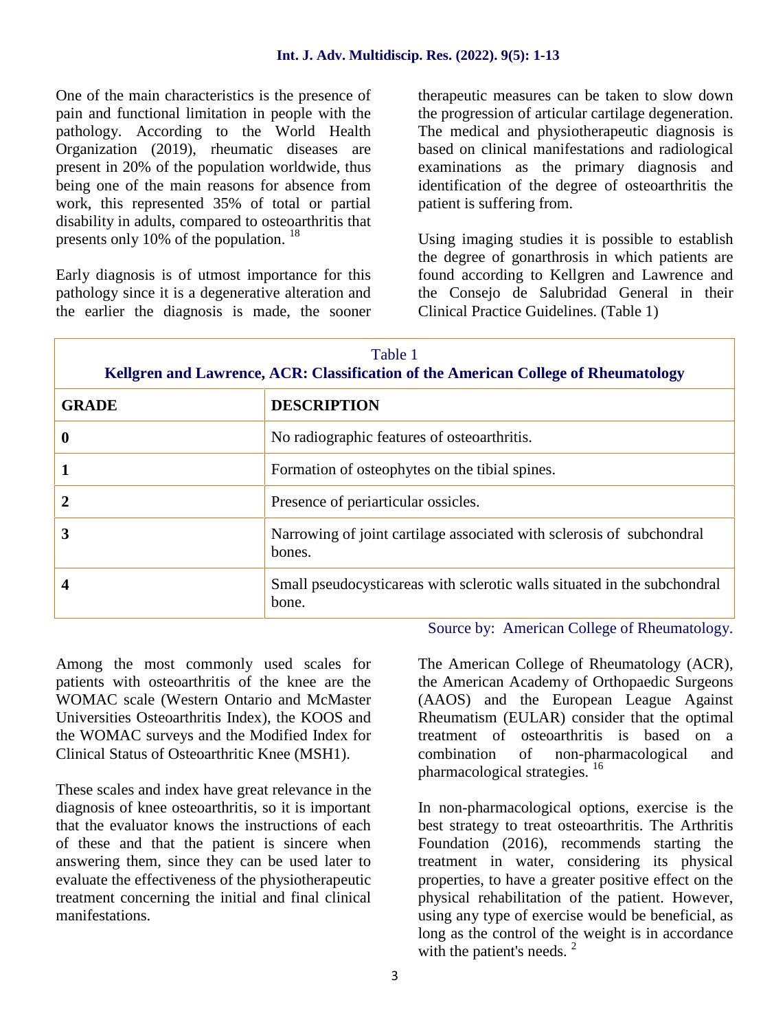One of the main characteristics is the presence of pain and functional limitation in people with the pathology. According to the World Health Organization (2019), rheumatic diseases are present in 20% of the population worldwide, thus being one of the main reasons for absence from work, this represented 35% of total or partial disability in adults, compared to osteoarthritis that presents only 10% of the population. [18]

Early diagnosis is of utmost importance for this pathology since it is a degenerative alteration and the earlier the diagnosis is made, the sooner therapeutic measures can be taken to slow down the progression of articular cartilage degeneration. The medical and physiotherapeutic diagnosis is based on clinical manifestations and radiological examinations as the primary diagnosis and identification of the degree of osteoarthritis the patient is suffering from.

Using imaging studies it is possible to establish the degree of gonarthrosis in which patients are found according to Kellgren and Lawrence and the Consejo de Salubridad General in their Clinical Practice Guidelines. (Table 1)

Table 1
**Kellgren and Lawrence, ACR: Classification of the American College of Rheumatology**

| GRADE | DESCRIPTION |
|---|---|
| **0** | No radiographic features of osteoarthritis. |
| **1** | Formation of osteophytes on the tibial spines. |
| **2** | Presence of periarticular ossicles. |
| **3** | Narrowing of joint cartilage associated with sclerosis of subchondral bones. |
| **4** | Small pseudocysticareas with sclerotic walls situated in the subchondral bone. |

Source by: American College of Rheumatology.

Among the most commonly used scales for patients with osteoarthritis of the knee are the WOMAC scale (Western Ontario and McMaster Universities Osteoarthritis Index), the KOOS and the WOMAC surveys and the Modified Index for Clinical Status of Osteoarthritic Knee (MSH1).

These scales and index have great relevance in the diagnosis of knee osteoarthritis, so it is important that the evaluator knows the instructions of each of these and that the patient is sincere when answering them, since they can be used later to evaluate the effectiveness of the physiotherapeutic treatment concerning the initial and final clinical manifestations.

The American College of Rheumatology (ACR), the American Academy of Orthopaedic Surgeons (AAOS) and the European League Against Rheumatism (EULAR) consider that the optimal treatment of osteoarthritis is based on a combination of non-pharmacological and pharmacological strategies. [16]

In non-pharmacological options, exercise is the best strategy to treat osteoarthritis. The Arthritis Foundation (2016), recommends starting the treatment in water, considering its physical properties, to have a greater positive effect on the physical rehabilitation of the patient. However, using any type of exercise would be beneficial, as long as the control of the weight is in accordance with the patient's needs. [2]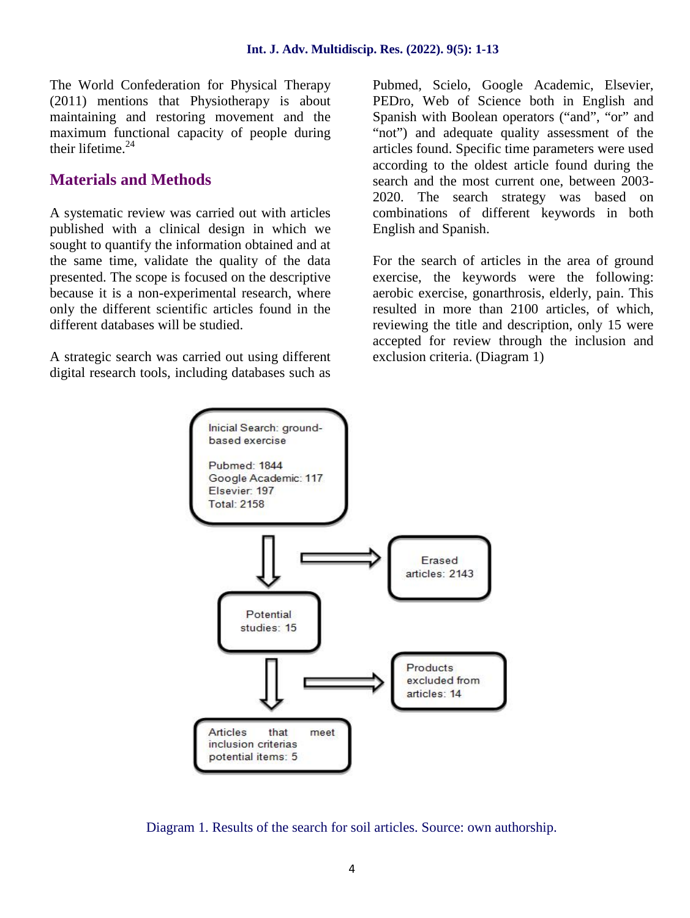The World Confederation for Physical Therapy (2011) mentions that Physiotherapy is about maintaining and restoring movement and the maximum functional capacity of people during their lifetime.[24]

## Materials and Methods

A systematic review was carried out with articles published with a clinical design in which we sought to quantify the information obtained and at the same time, validate the quality of the data presented. The scope is focused on the descriptive because it is a non-experimental research, where only the different scientific articles found in the different databases will be studied.

A strategic search was carried out using different digital research tools, including databases such as Pubmed, Scielo, Google Academic, Elsevier, PEDro, Web of Science both in English and Spanish with Boolean operators ("and", "or" and "not") and adequate quality assessment of the articles found. Specific time parameters were used according to the oldest article found during the search and the most current one, between 2003-2020. The search strategy was based on combinations of different keywords in both English and Spanish.

For the search of articles in the area of ground exercise, the keywords were the following: aerobic exercise, gonarthrosis, elderly, pain. This resulted in more than 2100 articles, of which, reviewing the title and description, only 15 were accepted for review through the inclusion and exclusion criteria. (Diagram 1)

Inicial Search: ground-based exercise

Pubmed: 1844
Google Academic: 117
Elsevier: 197
Total: 2158

→ Erased articles: 2143

Potential studies: 15

→ Products excluded from articles: 14

Articles that meet inclusion criterias potential items: 5

Diagram 1. Results of the search for soil articles. Source: own authorship.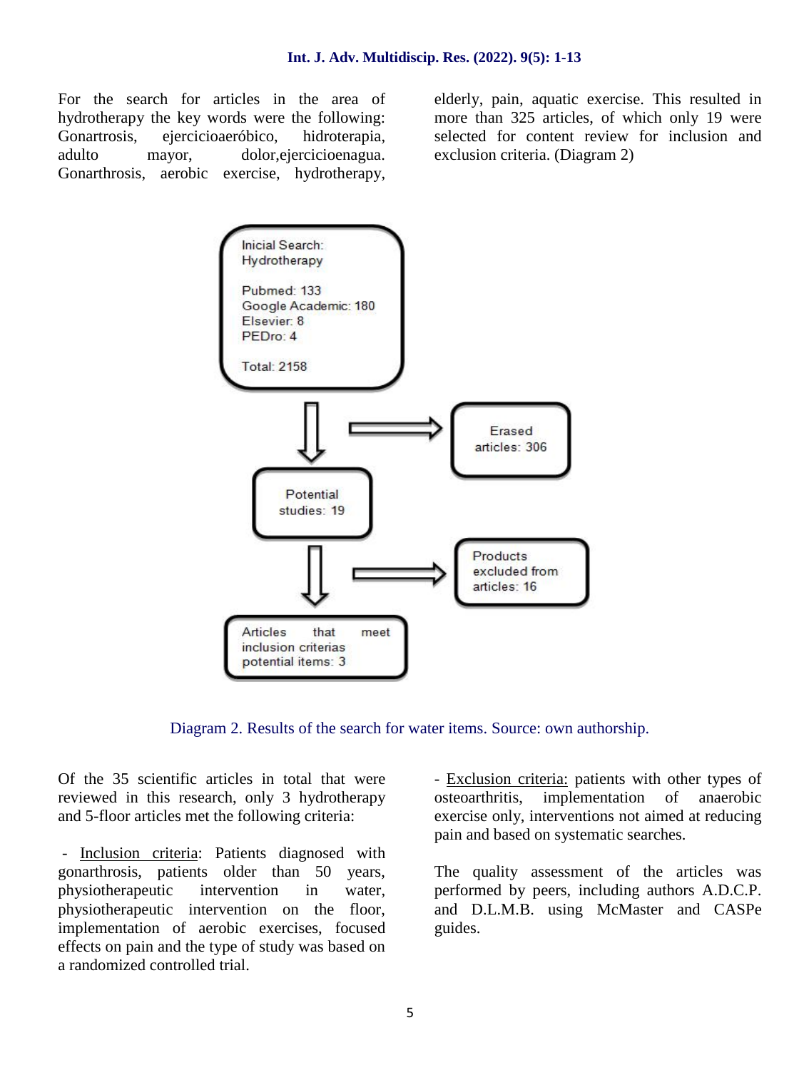For the search for articles in the area of hydrotherapy the key words were the following: Gonartrosis, ejercicioaeróbico, hidroterapia, adulto mayor, dolor,ejercicioenagua. Gonarthrosis, aerobic exercise, hydrotherapy, elderly, pain, aquatic exercise. This resulted in more than 325 articles, of which only 19 were selected for content review for inclusion and exclusion criteria. (Diagram 2)

Inicial Search: Hydrotherapy

Pubmed: 133
Google Academic: 180
Elsevier: 8
PEDro: 4

Total: 2158

→ Erased articles: 306

Potential studies: 19

→ Products excluded from articles: 16

Articles that meet inclusion criterias potential items: 3

Diagram 2. Results of the search for water items. Source: own authorship.

Of the 35 scientific articles in total that were reviewed in this research, only 3 hydrotherapy and 5-floor articles met the following criteria:

- Inclusion criteria: Patients diagnosed with gonarthrosis, patients older than 50 years, physiotherapeutic intervention in water, physiotherapeutic intervention on the floor, implementation of aerobic exercises, focused effects on pain and the type of study was based on a randomized controlled trial.

- Exclusion criteria: patients with other types of osteoarthritis, implementation of anaerobic exercise only, interventions not aimed at reducing pain and based on systematic searches.

The quality assessment of the articles was performed by peers, including authors A.D.C.P. and D.L.M.B. using McMaster and CASPe guides.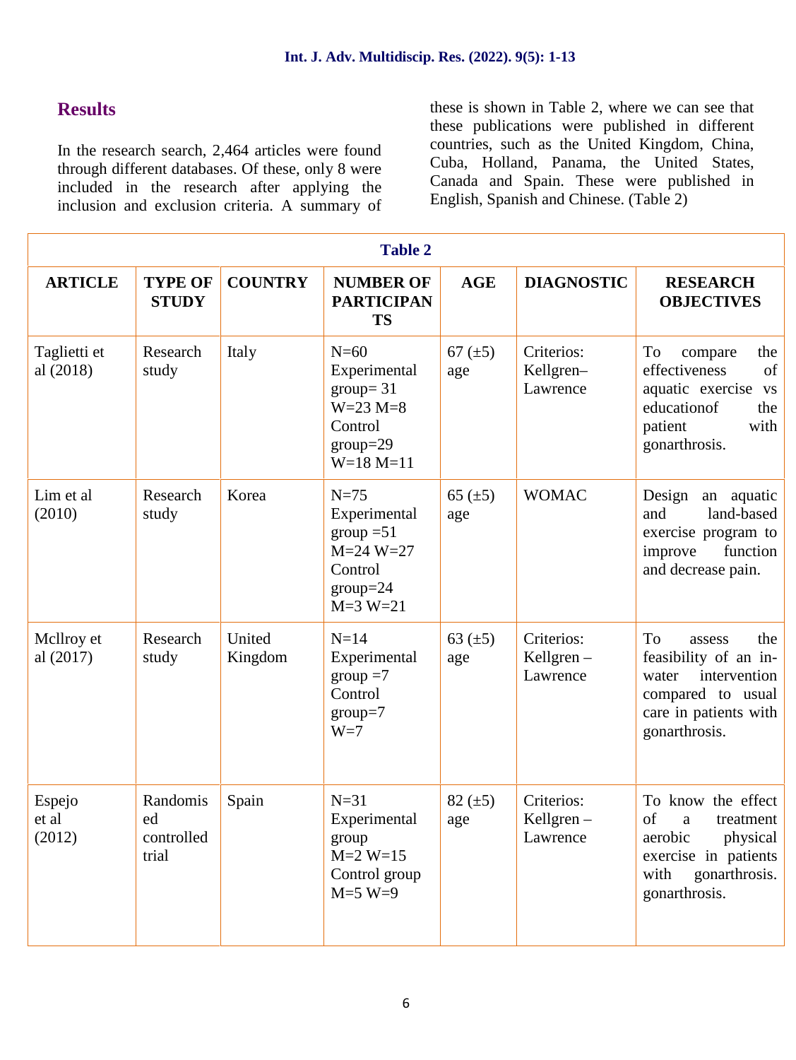## Results

In the research search, 2,464 articles were found through different databases. Of these, only 8 were included in the research after applying the inclusion and exclusion criteria. A summary of these is shown in Table 2, where we can see that these publications were published in different countries, such as the United Kingdom, China, Cuba, Holland, Panama, the United States, Canada and Spain. These were published in English, Spanish and Chinese. (Table 2)

**Table 2**

| ARTICLE | TYPE OF STUDY | COUNTRY | NUMBER OF PARTICIPANTS | AGE | DIAGNOSTIC | RESEARCH OBJECTIVES |
|---|---|---|---|---|---|---|
| Taglietti et al (2018) | Research study | Italy | N=60 Experimental group= 31 W=23 M=8 Control group=29 W=18 M=11 | 67 (±5) age | Criterios: Kellgren–Lawrence | To compare the effectiveness of aquatic exercise vs educationof the patient with gonarthrosis. |
| Lim et al (2010) | Research study | Korea | N=75 Experimental group =51 M=24 W=27 Control group=24 M=3 W=21 | 65 (±5) age | WOMAC | Design an aquatic and land-based exercise program to improve function and decrease pain. |
| Mcllroy et al (2017) | Research study | United Kingdom | N=14 Experimental group =7 Control group=7 W=7 | 63 (±5) age | Criterios: Kellgren – Lawrence | To assess the feasibility of an in-water intervention compared to usual care in patients with gonarthrosis. |
| Espejo et al (2012) | Randomised controlled trial | Spain | N=31 Experimental group M=2 W=15 Control group M=5 W=9 | 82 (±5) age | Criterios: Kellgren – Lawrence | To know the effect of a treatment aerobic physical exercise in patients with gonarthrosis. gonarthrosis. |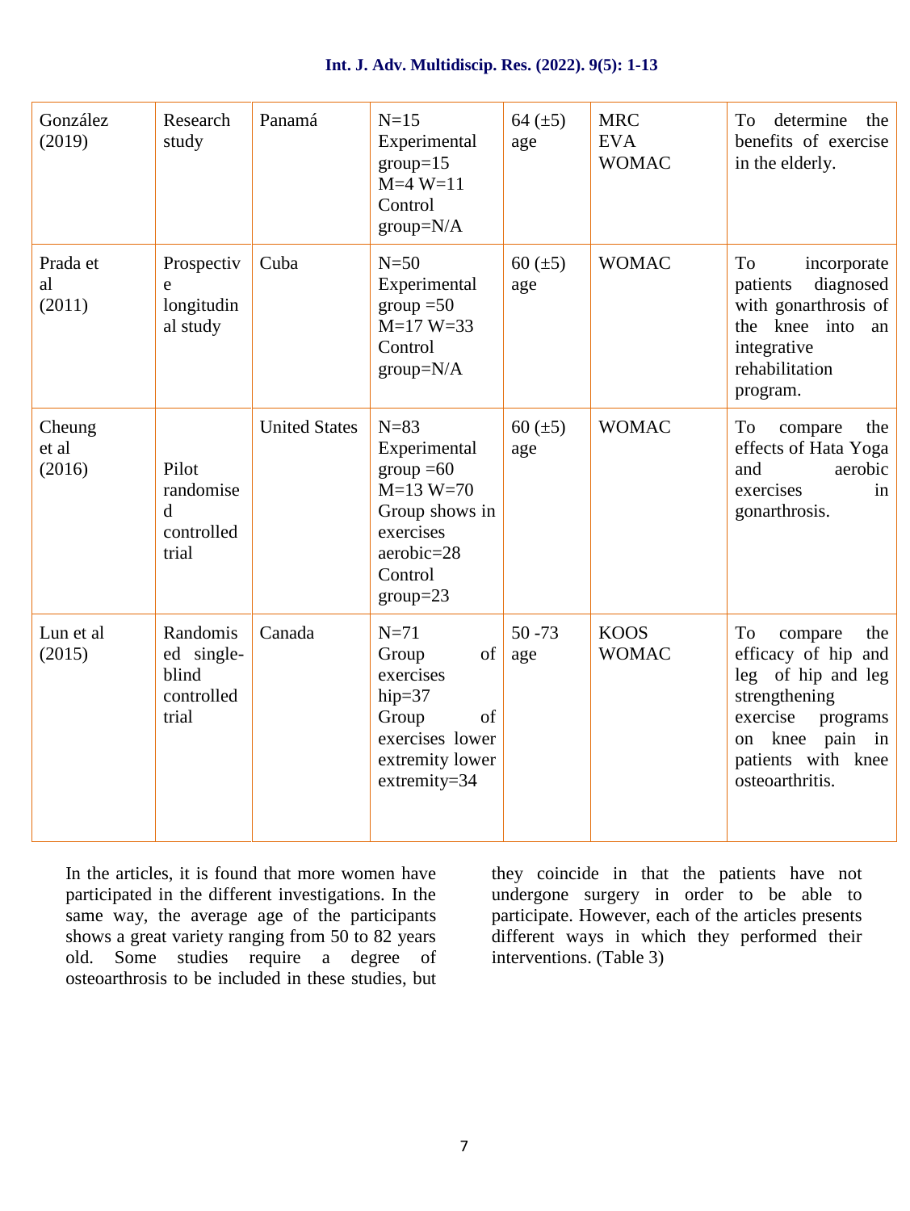| González (2019) | Research study | Panamá | N=15 Experimental group=15 M=4 W=11 Control group=N/A | 64 (±5) age | MRC EVA WOMAC | To determine the benefits of exercise in the elderly. |
|---|---|---|---|---|---|---|
| Prada et al (2011) | Prospective longitudinal study | Cuba | N=50 Experimental group =50 M=17 W=33 Control group=N/A | 60 (±5) age | WOMAC | To incorporate patients diagnosed with gonarthrosis of the knee into an integrative rehabilitation program. |
| Cheung et al (2016) | Pilot randomised controlled trial | United States | N=83 Experimental group =60 M=13 W=70 Group shows in exercises aerobic=28 Control group=23 | 60 (±5) age | WOMAC | To compare the effects of Hata Yoga and aerobic exercises in gonarthrosis. |
| Lun et al (2015) | Randomised single-blind controlled trial | Canada | N=71 Group of exercises hip=37 Group of exercises lower extremity lower extremity=34 | 50 -73 age | KOOS WOMAC | To compare the efficacy of hip and leg of hip and leg strengthening exercise programs on knee pain in patients with knee osteoarthritis. |

In the articles, it is found that more women have participated in the different investigations. In the same way, the average age of the participants shows a great variety ranging from 50 to 82 years old. Some studies require a degree of osteoarthrosis to be included in these studies, but they coincide in that the patients have not undergone surgery in order to be able to participate. However, each of the articles presents different ways in which they performed their interventions. (Table 3)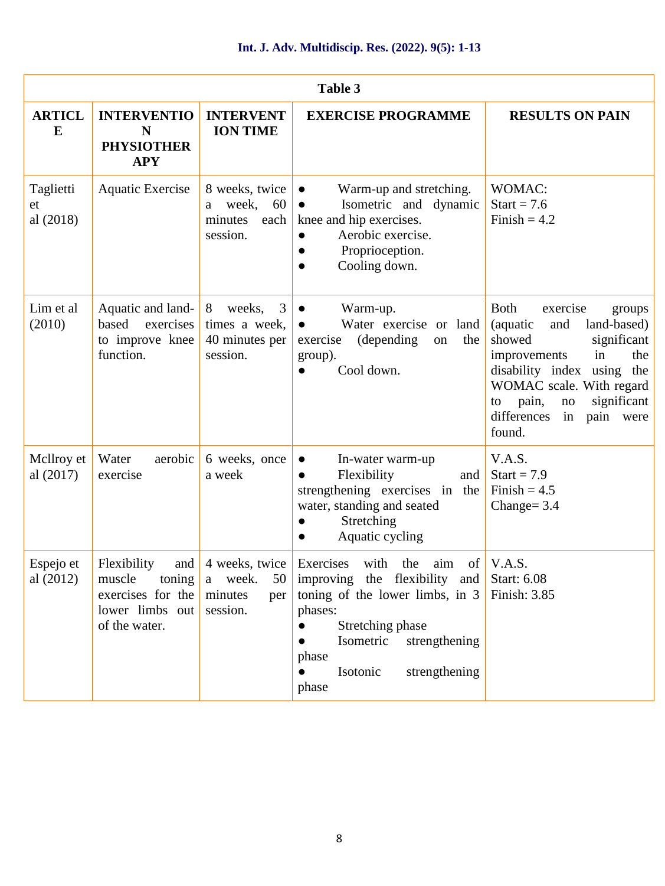| Table 3 | | | | |
|---|---|---|---|---|
| **ARTICLE** | **INTERVENTION PHYSIOTHERAPY** | **INTERVENTION TIME** | **EXERCISE PROGRAMME** | **RESULTS ON PAIN** |
| Taglietti et al (2018) | Aquatic Exercise | 8 weeks, twice a week, 60 minutes each session. | ● Warm-up and stretching.<br>● Isometric and dynamic knee and hip exercises.<br>● Aerobic exercise.<br>● Proprioception.<br>● Cooling down. | WOMAC:<br>Start = 7.6<br>Finish = 4.2 |
| Lim et al (2010) | Aquatic and land-based exercises to improve knee function. | 8 weeks, 3 times a week, 40 minutes per session. | ● Warm-up.<br>● Water exercise or land exercise (depending on the group).<br>● Cool down. | Both exercise groups (aquatic and land-based) showed significant improvements in the disability index using the WOMAC scale. With regard to pain, no significant differences in pain were found. |
| Mcllroy et al (2017) | Water aerobic exercise | 6 weeks, once a week | ● In-water warm-up<br>● Flexibility and strengthening exercises in the water, standing and seated<br>● Stretching<br>● Aquatic cycling | V.A.S.<br>Start = 7.9<br>Finish = 4.5<br>Change= 3.4 |
| Espejo et al (2012) | Flexibility and muscle toning exercises for the lower limbs out of the water. | 4 weeks, twice a week. 50 minutes per session. | Exercises with the aim of improving the flexibility and toning of the lower limbs, in 3 phases:<br>● Stretching phase<br>● Isometric strengthening phase<br>● Isotonic strengthening phase | V.A.S.<br>Start: 6.08<br>Finish: 3.85 |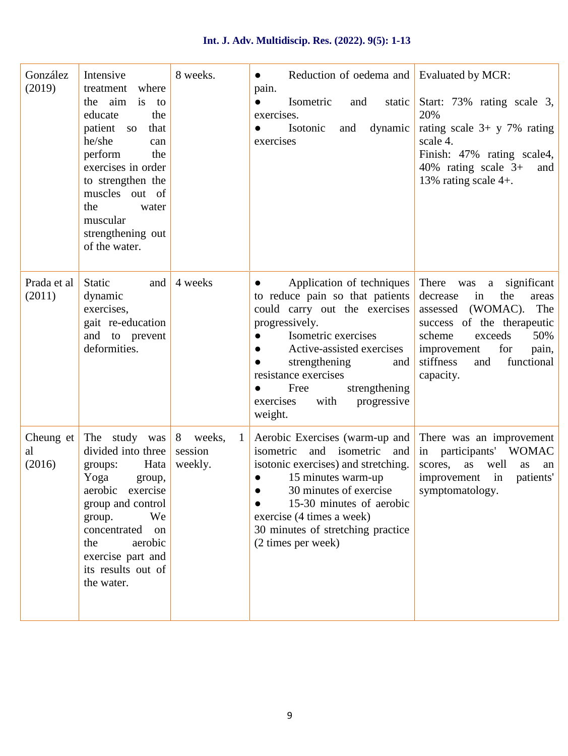| | | | | |
|---|---|---|---|---|
| González (2019) | Intensive treatment where the aim is to educate the patient so that he/she can perform the exercises in order to strengthen the muscles out of the water muscular strengthening out of the water. | 8 weeks. | ● Reduction of oedema and pain.<br>● Isometric and static exercises.<br>● Isotonic and dynamic exercises | Evaluated by MCR:<br><br>Start: 73% rating scale 3, 20%<br>rating scale 3+ y 7% rating scale 4.<br>Finish: 47% rating scale4, 40% rating scale 3+ and 13% rating scale 4+. |
| Prada et al (2011) | Static and dynamic exercises,<br>gait re-education and to prevent deformities. | 4 weeks | ● Application of techniques to reduce pain so that patients could carry out the exercises progressively.<br>● Isometric exercises<br>● Active-assisted exercises<br>● strengthening and resistance exercises<br>● Free strengthening exercises with progressive weight. | There was a significant decrease in the areas assessed (WOMAC). The success of the therapeutic scheme exceeds 50% improvement for pain, stiffness and functional capacity. |
| Cheung et al (2016) | The study was divided into three groups: Hata Yoga group, aerobic exercise group and control group. We concentrated on the aerobic exercise part and its results out of the water. | 8 weeks, 1 session weekly. | Aerobic Exercises (warm-up and isometric and isometric and isotonic exercises) and stretching.<br>● 15 minutes warm-up<br>● 30 minutes of exercise<br>● 15-30 minutes of aerobic exercise (4 times a week)<br>30 minutes of stretching practice (2 times per week) | There was an improvement in participants' WOMAC scores, as well as an improvement in patients' symptomatology. |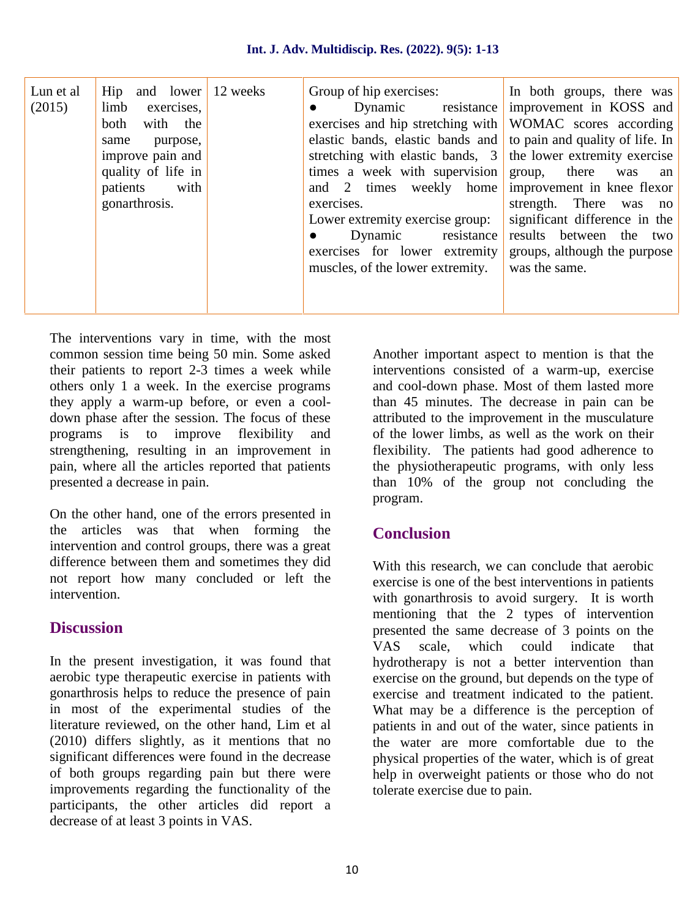| Lun et al (2015) | Hip and lower limb exercises, both with the same purpose, improve pain and quality of life in patients with gonarthrosis. | 12 weeks | Group of hip exercises:<br>● Dynamic resistance exercises and hip stretching with elastic bands, elastic bands and stretching with elastic bands, 3 times a week with supervision and 2 times weekly home exercises.<br>Lower extremity exercise group:<br>● Dynamic resistance exercises for lower extremity muscles, of the lower extremity. | In both groups, there was improvement in KOSS and WOMAC scores according to pain and quality of life. In the lower extremity exercise group, there was an improvement in knee flexor strength. There was no significant difference in the results between the two groups, although the purpose was the same. |
|---|---|---|---|---|

The interventions vary in time, with the most common session time being 50 min. Some asked their patients to report 2-3 times a week while others only 1 a week. In the exercise programs they apply a warm-up before, or even a cool-down phase after the session. The focus of these programs is to improve flexibility and strengthening, resulting in an improvement in pain, where all the articles reported that patients presented a decrease in pain.

On the other hand, one of the errors presented in the articles was that when forming the intervention and control groups, there was a great difference between them and sometimes they did not report how many concluded or left the intervention.

## Discussion

In the present investigation, it was found that aerobic type therapeutic exercise in patients with gonarthrosis helps to reduce the presence of pain in most of the experimental studies of the literature reviewed, on the other hand, Lim et al (2010) differs slightly, as it mentions that no significant differences were found in the decrease of both groups regarding pain but there were improvements regarding the functionality of the participants, the other articles did report a decrease of at least 3 points in VAS.

Another important aspect to mention is that the interventions consisted of a warm-up, exercise and cool-down phase. Most of them lasted more than 45 minutes. The decrease in pain can be attributed to the improvement in the musculature of the lower limbs, as well as the work on their flexibility. The patients had good adherence to the physiotherapeutic programs, with only less than 10% of the group not concluding the program.

## Conclusion

With this research, we can conclude that aerobic exercise is one of the best interventions in patients with gonarthrosis to avoid surgery. It is worth mentioning that the 2 types of intervention presented the same decrease of 3 points on the VAS scale, which could indicate that hydrotherapy is not a better intervention than exercise on the ground, but depends on the type of exercise and treatment indicated to the patient. What may be a difference is the perception of patients in and out of the water, since patients in the water are more comfortable due to the physical properties of the water, which is of great help in overweight patients or those who do not tolerate exercise due to pain.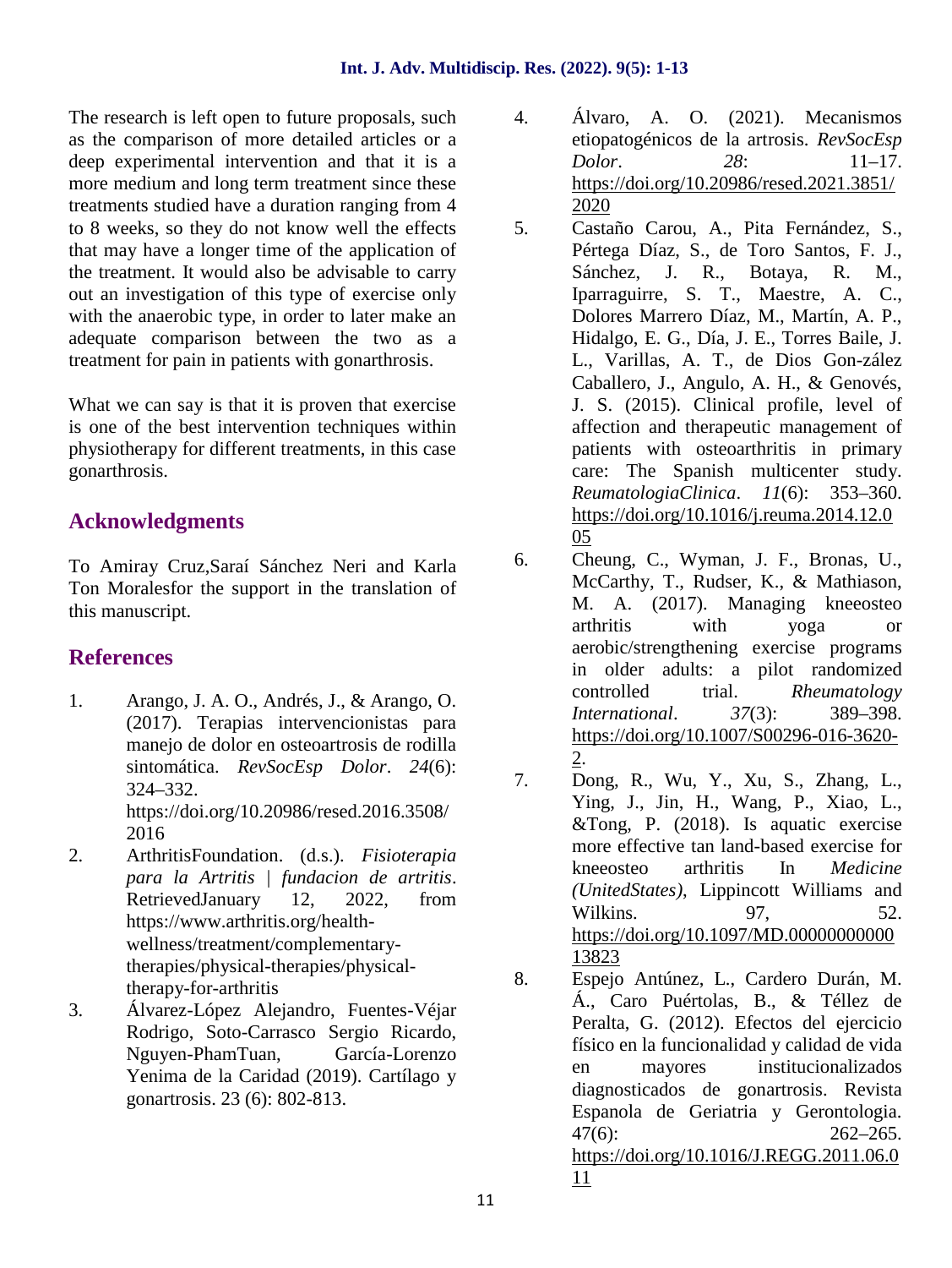The research is left open to future proposals, such as the comparison of more detailed articles or a deep experimental intervention and that it is a more medium and long term treatment since these treatments studied have a duration ranging from 4 to 8 weeks, so they do not know well the effects that may have a longer time of the application of the treatment. It would also be advisable to carry out an investigation of this type of exercise only with the anaerobic type, in order to later make an adequate comparison between the two as a treatment for pain in patients with gonarthrosis.

What we can say is that it is proven that exercise is one of the best intervention techniques within physiotherapy for different treatments, in this case gonarthrosis.

## Acknowledgments

To Amiray Cruz,Saraí Sánchez Neri and Karla Ton Moralesfor the support in the translation of this manuscript.

## References

1. Arango, J. A. O., Andrés, J., & Arango, O. (2017). Terapias intervencionistas para manejo de dolor en osteoartrosis de rodilla sintomática. *RevSocEsp Dolor*. *24*(6): 324–332. https://doi.org/10.20986/resed.2016.3508/2016
2. ArthritisFoundation. (d.s.). *Fisioterapia para la Artritis | fundacion de artritis*. RetrievedJanuary 12, 2022, from https://www.arthritis.org/health-wellness/treatment/complementary-therapies/physical-therapies/physical-therapy-for-arthritis
3. Álvarez-López Alejandro, Fuentes-Véjar Rodrigo, Soto-Carrasco Sergio Ricardo, Nguyen-PhamTuan, García-Lorenzo Yenima de la Caridad (2019). Cartílago y gonartrosis. 23 (6): 802-813.
4. Álvaro, A. O. (2021). Mecanismos etiopatogénicos de la artrosis. *RevSocEsp Dolor*. *28*: 11–17. https://doi.org/10.20986/resed.2021.3851/2020
5. Castaño Carou, A., Pita Fernández, S., Pértega Díaz, S., de Toro Santos, F. J., Sánchez, J. R., Botaya, R. M., Iparraguirre, S. T., Maestre, A. C., Dolores Marrero Díaz, M., Martín, A. P., Hidalgo, E. G., Día, J. E., Torres Baile, J. L., Varillas, A. T., de Dios Gon-zález Caballero, J., Angulo, A. H., & Genovés, J. S. (2015). Clinical profile, level of affection and therapeutic management of patients with osteoarthritis in primary care: The Spanish multicenter study. *ReumatologiaClinica*. *11*(6): 353–360. https://doi.org/10.1016/j.reuma.2014.12.005
6. Cheung, C., Wyman, J. F., Bronas, U., McCarthy, T., Rudser, K., & Mathiason, M. A. (2017). Managing kneeosteo arthritis with yoga or aerobic/strengthening exercise programs in older adults: a pilot randomized controlled trial. *Rheumatology International*. *37*(3): 389–398. https://doi.org/10.1007/S00296-016-3620-2.
7. Dong, R., Wu, Y., Xu, S., Zhang, L., Ying, J., Jin, H., Wang, P., Xiao, L., &Tong, P. (2018). Is aquatic exercise more effective tan land-based exercise for kneeosteo arthritis In *Medicine (UnitedStates)*, Lippincott Williams and Wilkins. 97, 52. https://doi.org/10.1097/MD.0000000000013823
8. Espejo Antúnez, L., Cardero Durán, M. Á., Caro Puértolas, B., & Téllez de Peralta, G. (2012). Efectos del ejercicio físico en la funcionalidad y calidad de vida en mayores institucionalizados diagnosticados de gonartrosis. Revista Espanola de Geriatria y Gerontologia. 47(6): 262–265. https://doi.org/10.1016/J.REGG.2011.06.011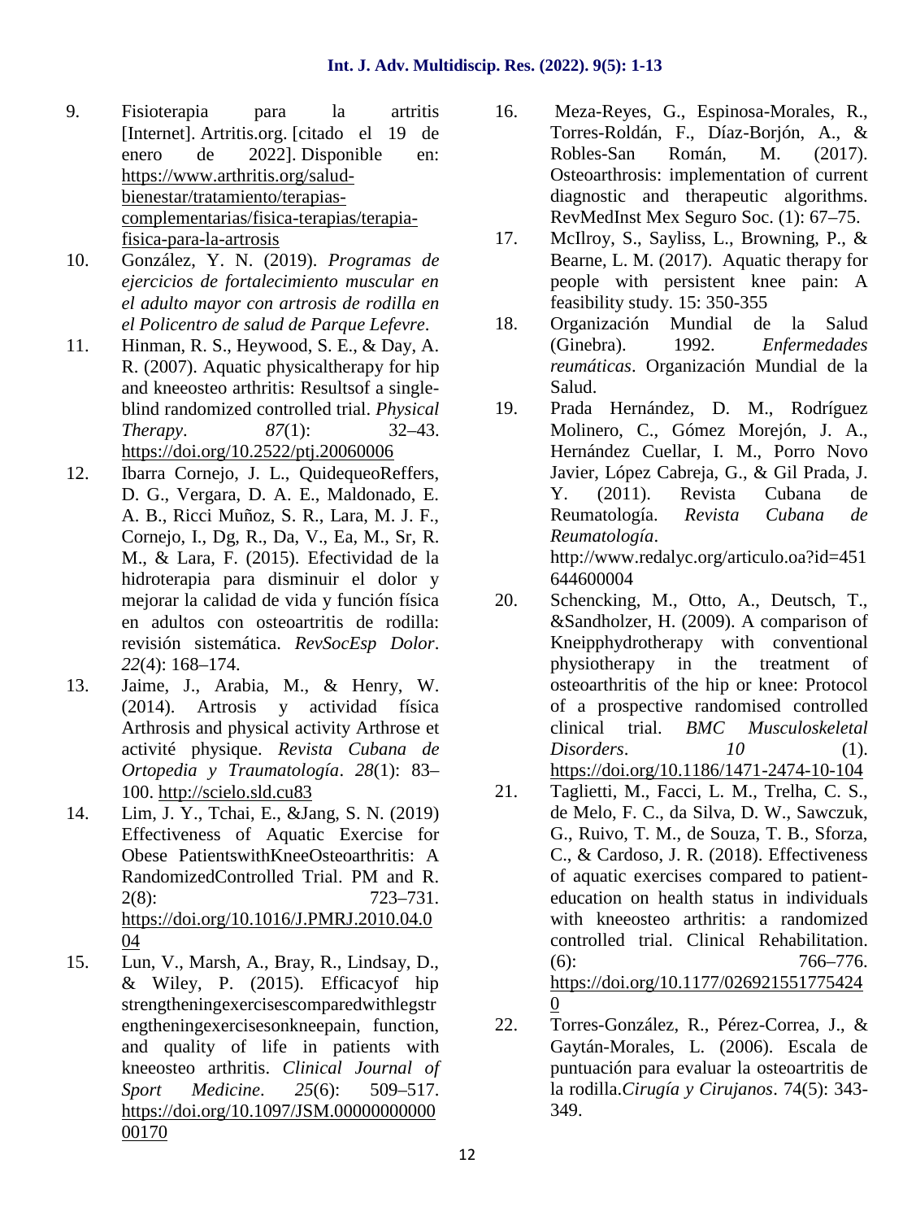9. Fisioterapia para la artritis [Internet]. Artritis.org. [citado el 19 de enero de 2022]. Disponible en: https://www.arthritis.org/salud-bienestar/tratamiento/terapias-complementarias/fisica-terapias/terapia-fisica-para-la-artrosis
10. González, Y. N. (2019). *Programas de ejercicios de fortalecimiento muscular en el adulto mayor con artrosis de rodilla en el Policentro de salud de Parque Lefevre*.
11. Hinman, R. S., Heywood, S. E., & Day, A. R. (2007). Aquatic physicaltherapy for hip and kneeosteo arthritis: Resultsof a single-blind randomized controlled trial. *Physical Therapy*. *87*(1): 32–43. https://doi.org/10.2522/ptj.20060006
12. Ibarra Cornejo, J. L., QuidequeoReffers, D. G., Vergara, D. A. E., Maldonado, E. A. B., Ricci Muñoz, S. R., Lara, M. J. F., Cornejo, I., Dg, R., Da, V., Ea, M., Sr, R. M., & Lara, F. (2015). Efectividad de la hidroterapia para disminuir el dolor y mejorar la calidad de vida y función física en adultos con osteoartritis de rodilla: revisión sistemática. *RevSocEsp Dolor*. *22*(4): 168–174.
13. Jaime, J., Arabia, M., & Henry, W. (2014). Artrosis y actividad física Arthrosis and physical activity Arthrose et activité physique. *Revista Cubana de Ortopedia y Traumatología*. *28*(1): 83–100. http://scielo.sld.cu83
14. Lim, J. Y., Tchai, E., &Jang, S. N. (2019) Effectiveness of Aquatic Exercise for Obese PatientswithKneeOsteoarthritis: A RandomizedControlled Trial. PM and R. 2(8): 723–731. https://doi.org/10.1016/J.PMRJ.2010.04.004
15. Lun, V., Marsh, A., Bray, R., Lindsay, D., & Wiley, P. (2015). Efficacyof hip strengtheningexercisescomparedwithlegstrengtheningexercisesonkneepain, function, and quality of life in patients with kneeosteo arthritis. *Clinical Journal of Sport Medicine*. *25*(6): 509–517. https://doi.org/10.1097/JSM.0000000000000170
16. Meza-Reyes, G., Espinosa-Morales, R., Torres-Roldán, F., Díaz-Borjón, A., & Robles-San Román, M. (2017). Osteoarthrosis: implementation of current diagnostic and therapeutic algorithms. RevMedInst Mex Seguro Soc. (1): 67–75.
17. McIlroy, S., Sayliss, L., Browning, P., & Bearne, L. M. (2017). Aquatic therapy for people with persistent knee pain: A feasibility study. 15: 350-355
18. Organización Mundial de la Salud (Ginebra). 1992. *Enfermedades reumáticas*. Organización Mundial de la Salud.
19. Prada Hernández, D. M., Rodríguez Molinero, C., Gómez Morejón, J. A., Hernández Cuellar, I. M., Porro Novo Javier, López Cabreja, G., & Gil Prada, J. Y. (2011). Revista Cubana de Reumatología. *Revista Cubana de Reumatología*. http://www.redalyc.org/articulo.oa?id=451644600004
20. Schencking, M., Otto, A., Deutsch, T., &Sandholzer, H. (2009). A comparison of Kneipphydrotherapy with conventional physiotherapy in the treatment of osteoarthritis of the hip or knee: Protocol of a prospective randomised controlled clinical trial. *BMC Musculoskeletal Disorders*. *10* (1). https://doi.org/10.1186/1471-2474-10-104
21. Taglietti, M., Facci, L. M., Trelha, C. S., de Melo, F. C., da Silva, D. W., Sawczuk, G., Ruivo, T. M., de Souza, T. B., Sforza, C., & Cardoso, J. R. (2018). Effectiveness of aquatic exercises compared to patient-education on health status in individuals with kneeosteo arthritis: a randomized controlled trial. Clinical Rehabilitation. (6): 766–776. https://doi.org/10.1177/0269215517754240
22. Torres-González, R., Pérez-Correa, J., & Gaytán-Morales, L. (2006). Escala de puntuación para evaluar la osteoartritis de la rodilla.*Cirugía y Cirujanos*. 74(5): 343-349.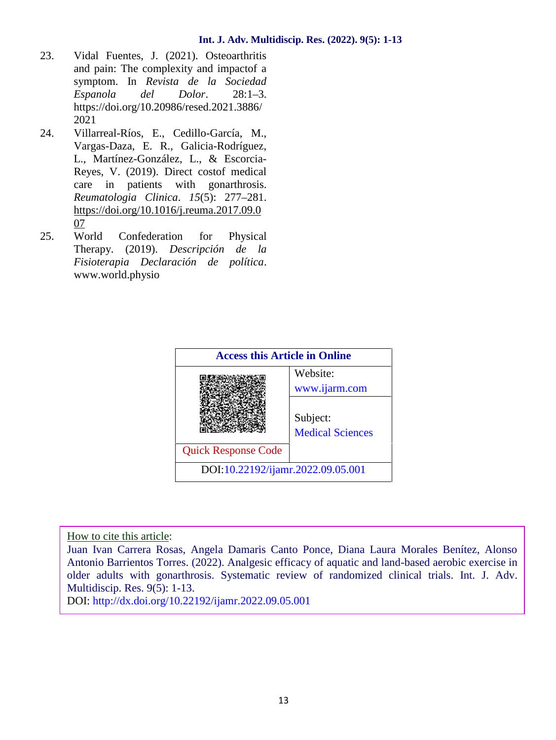23. Vidal Fuentes, J. (2021). Osteoarthritis and pain: The complexity and impactof a symptom. In *Revista de la Sociedad Espanola del Dolor*. 28:1–3. https://doi.org/10.20986/resed.2021.3886/2021
24. Villarreal-Ríos, E., Cedillo-García, M., Vargas-Daza, E. R., Galicia-Rodríguez, L., Martínez-González, L., & Escorcia-Reyes, V. (2019). Direct costof medical care in patients with gonarthrosis. *Reumatologia Clinica*. *15*(5): 277–281. https://doi.org/10.1016/j.reuma.2017.09.007
25. World Confederation for Physical Therapy. (2019). *Descripción de la Fisioterapia Declaración de política*. www.world.physio

| Access this Article in Online | |
|---|---|
| Quick Response Code | Website: www.ijarm.com |
| | Subject: Medical Sciences |
| DOI:10.22192/ijamr.2022.09.05.001 | |

How to cite this article:
Juan Ivan Carrera Rosas, Angela Damaris Canto Ponce, Diana Laura Morales Benítez, Alonso Antonio Barrientos Torres. (2022). Analgesic efficacy of aquatic and land-based aerobic exercise in older adults with gonarthrosis. Systematic review of randomized clinical trials. Int. J. Adv. Multidiscip. Res. 9(5): 1-13.
DOI: http://dx.doi.org/10.22192/ijamr.2022.09.05.001